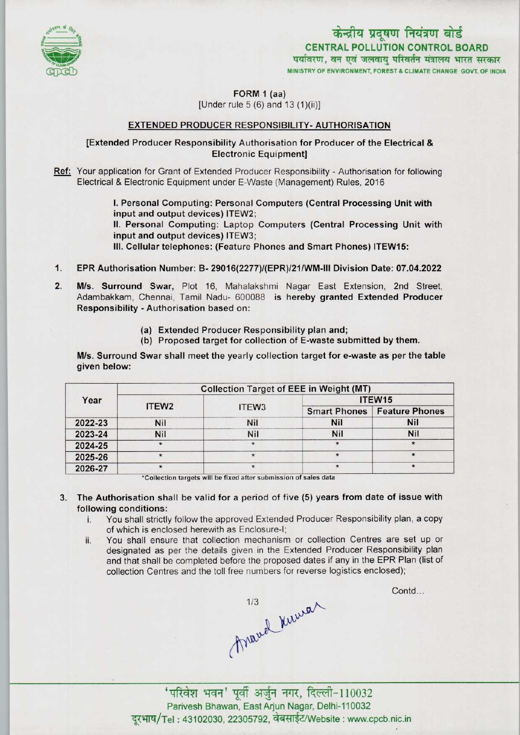केन्द्रीय प्रदूषण नियंत्रण बोर्ड
**CENTRAL POLLUTION CONTROL BOARD**
पर्यावरण, वन एवं जलवायु परिवर्तन मंत्रालय भारत सरकार
MINISTRY OF ENVIRONMENT, FOREST & CLIMATE CHANGE GOVT. OF INDIA

FORM 1 (aa)
[Under rule 5 (6) and 13 (1)(ii)]

## EXTENDED PRODUCER RESPONSIBILITY- AUTHORISATION

[Extended Producer Responsibility Authorisation for Producer of the Electrical & Electronic Equipment]

Ref: Your application for Grant of Extended Producer Responsibility - Authorisation for following Electrical & Electronic Equipment under E-Waste (Management) Rules, 2016

**I. Personal Computing: Personal Computers (Central Processing Unit with input and output devices) ITEW2;**
II. Personal Computing: Laptop Computers (Central Processing Unit with input and output devices) ITEW3;
**III. Cellular telephones: (Feature Phones and Smart Phones) ITEW15:**

1. **EPR Authorisation Number: B- 29016(2277)/(EPR)/21/WM-III Division Date: 07.04.2022**

2. **M/s. Surround Swar,** Plot 16, Mahalakshmi Nagar East Extension, 2nd Street, Adambakkam, Chennai, Tamil Nadu- 600088 **is hereby granted Extended Producer Responsibility - Authorisation based on:**

   (a) Extended Producer Responsibility plan and;
   (b) Proposed target for collection of E-waste submitted by them.

**M/s. Surround Swar shall meet the yearly collection target for e-waste as per the table given below:**

| Year | Collection Target of EEE in Weight (MT) | | | |
|---|---|---|---|---|
| | ITEW2 | ITEW3 | ITEW15 | |
| | | | Smart Phones | Feature Phones |
| 2022-23 | Nil | Nil | Nil | Nil |
| 2023-24 | Nil | Nil | Nil | Nil |
| 2024-25 | * | * | * | * |
| 2025-26 | * | * | * | * |
| 2026-27 | * | * | * | * |

*Collection targets will be fixed after submission of sales data

3. **The Authorisation shall be valid for a period of five (5) years from date of issue with following conditions:**
   i. You shall strictly follow the approved Extended Producer Responsibility plan, a copy of which is enclosed herewith as Enclosure-I;
   ii. You shall ensure that collection mechanism or collection Centres are set up or designated as per the details given in the Extended Producer Responsibility plan and that shall be completed before the proposed dates if any in the EPR Plan (list of collection Centres and the toll free numbers for reverse logistics enclosed);

Contd...

'परिवेश भवन' पूर्वी अर्जुन नगर, दिल्ली-110032
Parivesh Bhawan, East Arjun Nagar, Delhi-110032
दूरभाष/Tel : 43102030, 22305792, वेबसाईट/Website : www.cpcb.nic.in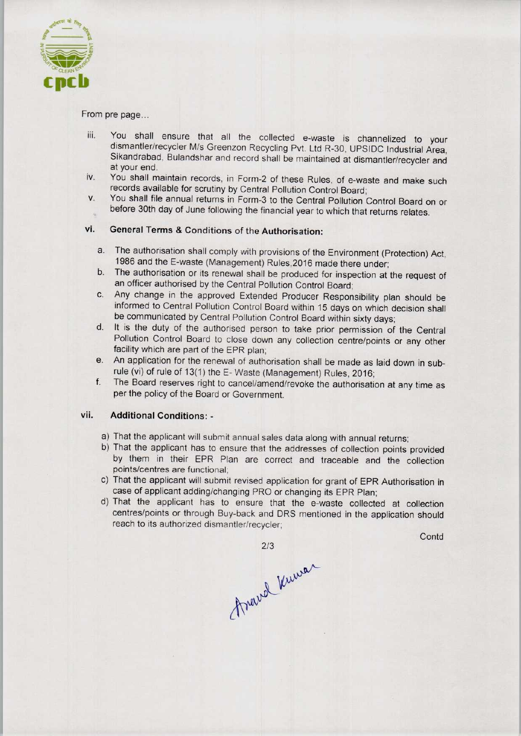From pre page...

iii. You shall ensure that all the collected e-waste is channelized to your dismantler/recycler M/s Greenzon Recycling Pvt. Ltd R-30, UPSIDC Industrial Area, Sikandrabad, Bulandshar and record shall be maintained at dismantler/recycler and at your end.

iv. You shall maintain records, in Form-2 of these Rules, of e-waste and make such records available for scrutiny by Central Pollution Control Board;

v. You shall file annual returns in Form-3 to the Central Pollution Control Board on or before 30th day of June following the financial year to which that returns relates.

### vi. General Terms & Conditions of the Authorisation:

a. The authorisation shall comply with provisions of the Environment (Protection) Act, 1986 and the E-waste (Management) Rules,2016 made there under;

b. The authorisation or its renewal shall be produced for inspection at the request of an officer authorised by the Central Pollution Control Board;

c. Any change in the approved Extended Producer Responsibility plan should be informed to Central Pollution Control Board within 15 days on which decision shall be communicated by Central Pollution Control Board within sixty days;

d. It is the duty of the authorised person to take prior permission of the Central Pollution Control Board to close down any collection centre/points or any other facility which are part of the EPR plan;

e. An application for the renewal of authorisation shall be made as laid down in sub-rule (vi) of rule of 13(1) the E- Waste (Management) Rules, 2016;

f. The Board reserves right to cancel/amend/revoke the authorisation at any time as per the policy of the Board or Government.

### vii. Additional Conditions: -

a) That the applicant will submit annual sales data along with annual returns;

b) That the applicant has to ensure that the addresses of collection points provided by them in their EPR Plan are correct and traceable and the collection points/centres are functional;

c) That the applicant will submit revised application for grant of EPR Authorisation in case of applicant adding/changing PRO or changing its EPR Plan;

d) That the applicant has to ensure that the e-waste collected at collection centres/points or through Buy-back and DRS mentioned in the application should reach to its authorized dismantler/recycler;

Contd

Anand Kumar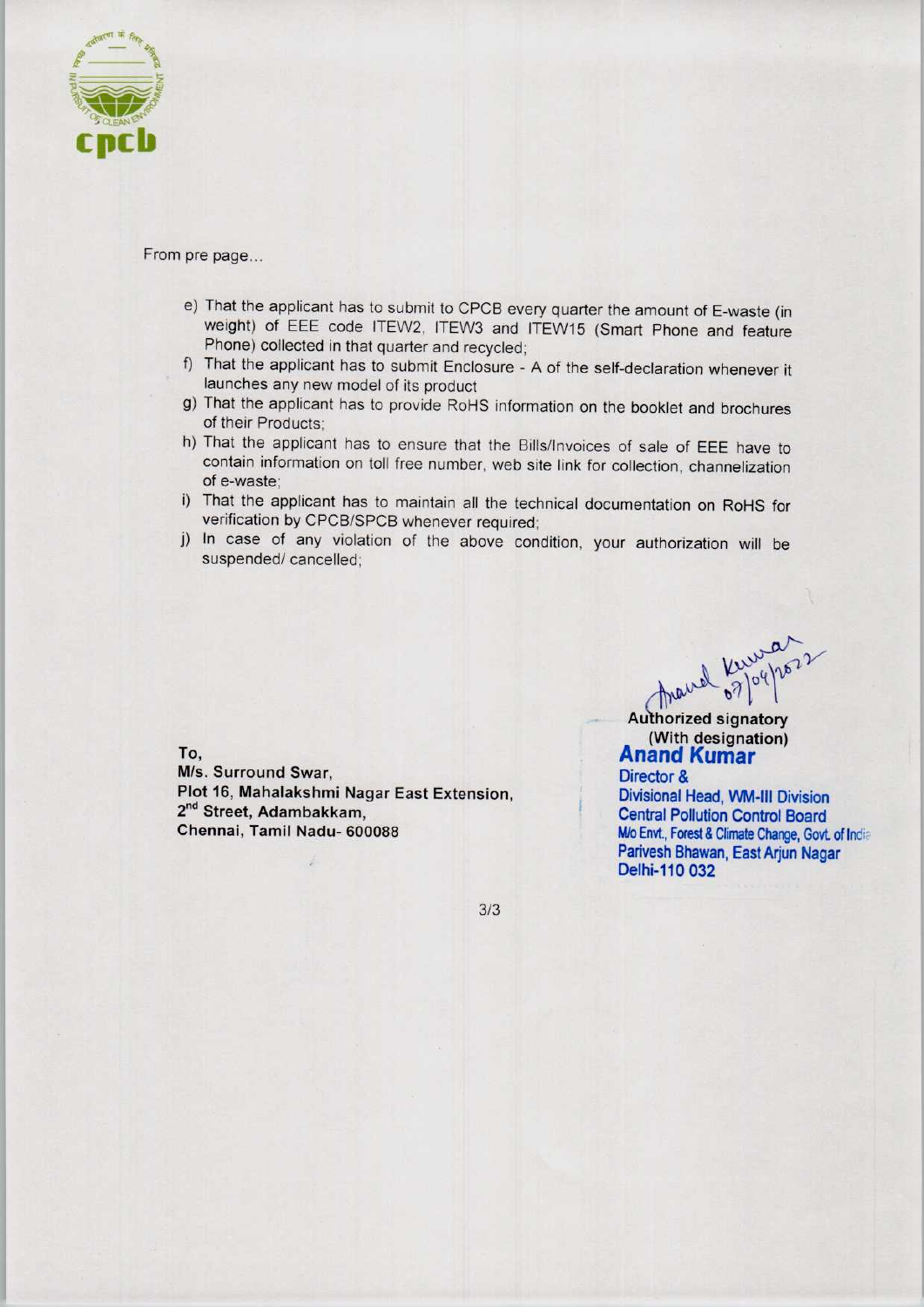From pre page...

e) That the applicant has to submit to CPCB every quarter the amount of E-waste (in weight) of EEE code ITEW2, ITEW3 and ITEW15 (Smart Phone and feature Phone) collected in that quarter and recycled;
f) That the applicant has to submit Enclosure - A of the self-declaration whenever it launches any new model of its product
g) That the applicant has to provide RoHS information on the booklet and brochures of their Products;
h) That the applicant has to ensure that the Bills/Invoices of sale of EEE have to contain information on toll free number, web site link for collection, channelization of e-waste;
i) That the applicant has to maintain all the technical documentation on RoHS for verification by CPCB/SPCB whenever required;
j) In case of any violation of the above condition, your authorization will be suspended/ cancelled;

Anand Kumar 07/04/2022

Authorized signatory
(With designation)
**Anand Kumar**
Director &
Divisional Head, WM-III Division
Central Pollution Control Board
M/o Envt., Forest & Climate Change, Govt. of India
Parivesh Bhawan, East Arjun Nagar
Delhi-110 032

To,
**M/s. Surround Swar,**
**Plot 16, Mahalakshmi Nagar East Extension,**
**2nd Street, Adambakkam,**
**Chennai, Tamil Nadu- 600088**